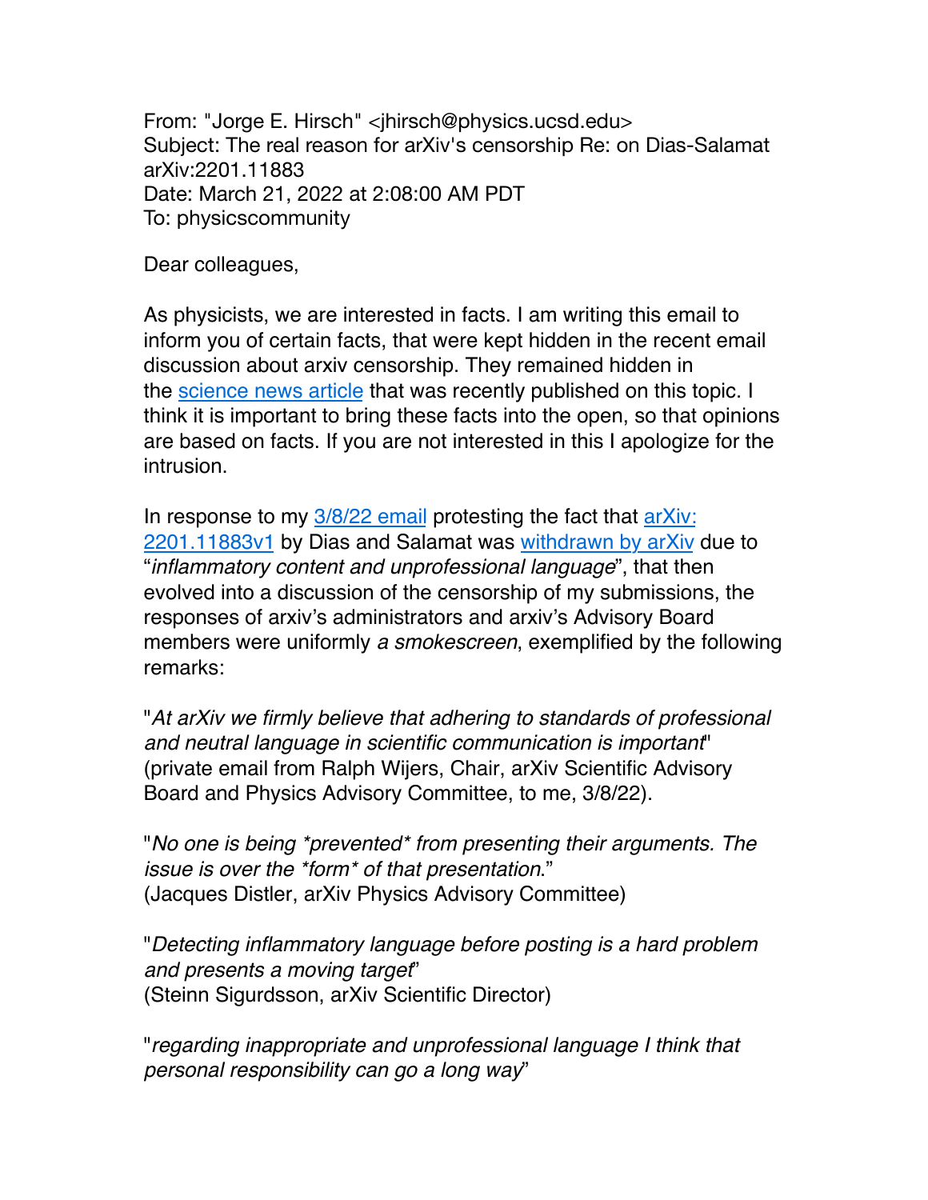From: "Jorge E. Hirsch" <jhirsch@physics.ucsd.edu>
Subject: The real reason for arXiv's censorship Re: on Dias-Salamat arXiv:2201.11883
Date: March 21, 2022 at 2:08:00 AM PDT
To: physicscommunity

Dear colleagues,

As physicists, we are interested in facts. I am writing this email to inform you of certain facts, that were kept hidden in the recent email discussion about arxiv censorship. They remained hidden in the science news article that was recently published on this topic. I think it is important to bring these facts into the open, so that opinions are based on facts. If you are not interested in this I apologize for the intrusion.

In response to my 3/8/22 email protesting the fact that arXiv: 2201.11883v1 by Dias and Salamat was withdrawn by arXiv due to "*inflammatory content and unprofessional language*", that then evolved into a discussion of the censorship of my submissions, the responses of arxiv's administrators and arxiv's Advisory Board members were uniformly *a smokescreen*, exemplified by the following remarks:

"*At arXiv we firmly believe that adhering to standards of professional and neutral language in scientific communication is important*" (private email from Ralph Wijers, Chair, arXiv Scientific Advisory Board and Physics Advisory Committee, to me, 3/8/22).

"*No one is being *prevented* from presenting their arguments. The issue is over the *form* of that presentation.*"
(Jacques Distler, arXiv Physics Advisory Committee)

"*Detecting inflammatory language before posting is a hard problem and presents a moving target*"
(Steinn Sigurdsson, arXiv Scientific Director)

"*regarding inappropriate and unprofessional language I think that personal responsibility can go a long way*"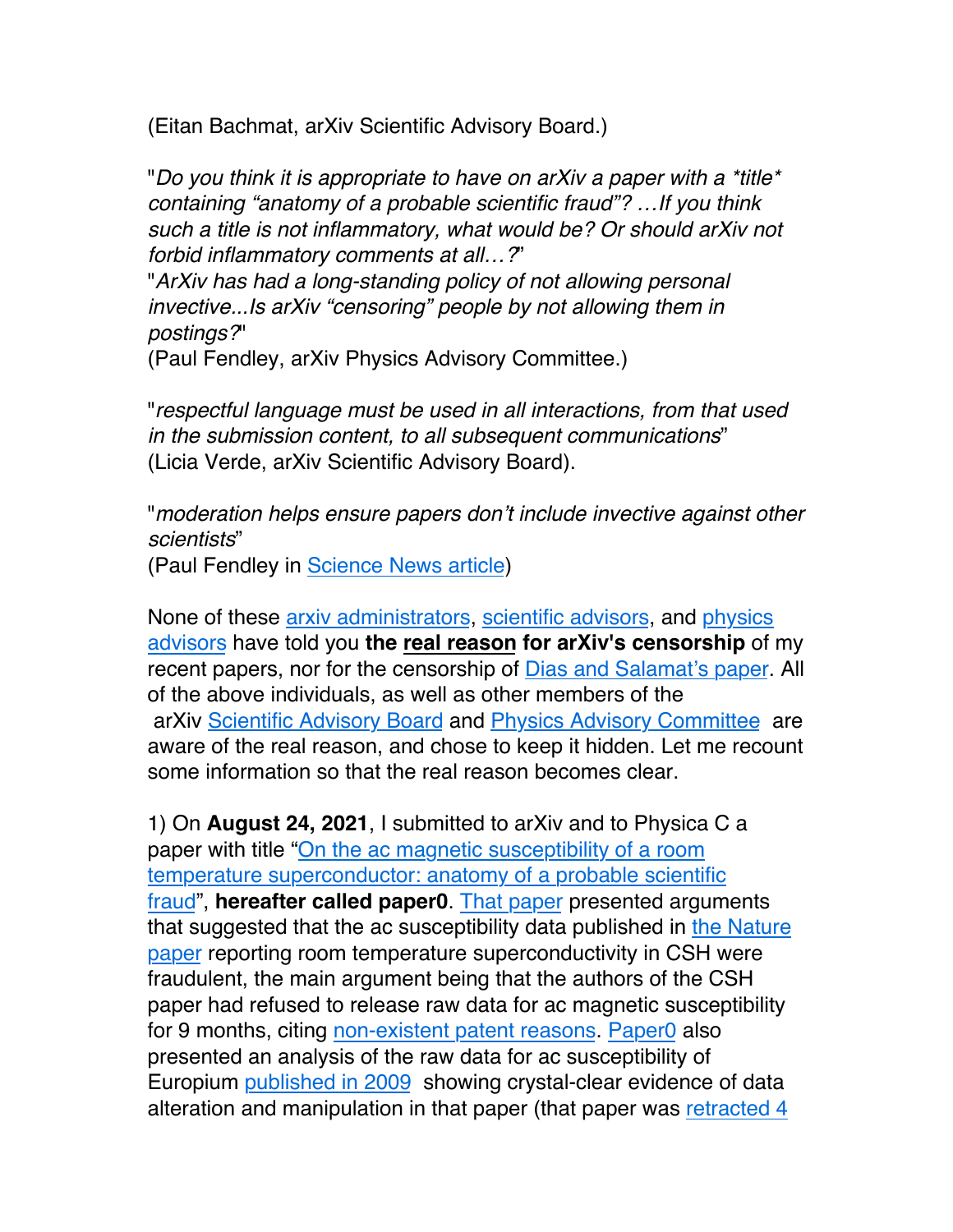(Eitan Bachmat, arXiv Scientific Advisory Board.)

"*Do you think it is appropriate to have on arXiv a paper with a *title* containing "anatomy of a probable scientific fraud"? …If you think such a title is not inflammatory, what would be? Or should arXiv not forbid inflammatory comments at all…?*"
"*ArXiv has had a long-standing policy of not allowing personal invective...Is arXiv "censoring" people by not allowing them in postings?*"
(Paul Fendley, arXiv Physics Advisory Committee.)

"*respectful language must be used in all interactions, from that used in the submission content, to all subsequent communications*"
(Licia Verde, arXiv Scientific Advisory Board).

"*moderation helps ensure papers don't include invective against other scientists*"
(Paul Fendley in Science News article)

None of these arxiv administrators, scientific advisors, and physics advisors have told you **the real reason for arXiv's censorship** of my recent papers, nor for the censorship of Dias and Salamat's paper. All of the above individuals, as well as other members of the arXiv Scientific Advisory Board and Physics Advisory Committee are aware of the real reason, and chose to keep it hidden. Let me recount some information so that the real reason becomes clear.

1) On **August 24, 2021**, I submitted to arXiv and to Physica C a paper with title "On the ac magnetic susceptibility of a room temperature superconductor: anatomy of a probable scientific fraud", **hereafter called paper0**. That paper presented arguments that suggested that the ac susceptibility data published in the Nature paper reporting room temperature superconductivity in CSH were fraudulent, the main argument being that the authors of the CSH paper had refused to release raw data for ac magnetic susceptibility for 9 months, citing non-existent patent reasons. Paper0 also presented an analysis of the raw data for ac susceptibility of Europium published in 2009 showing crystal-clear evidence of data alteration and manipulation in that paper (that paper was retracted 4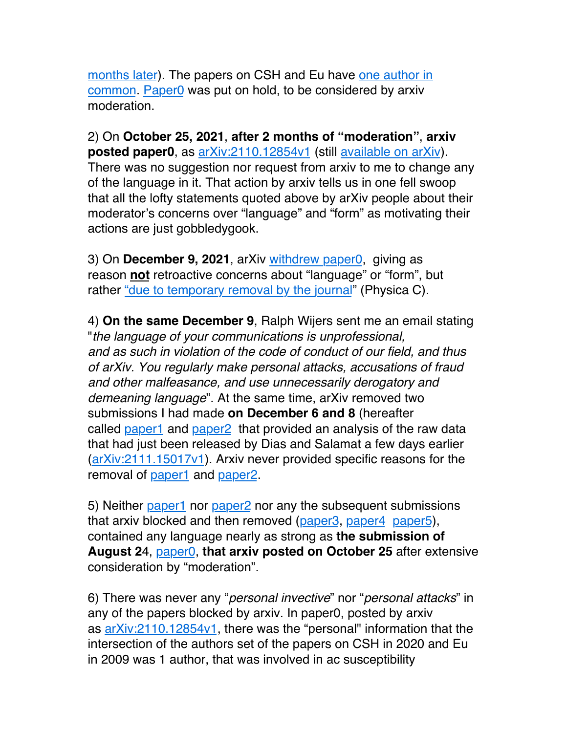months later). The papers on CSH and Eu have one author in common. Paper0 was put on hold, to be considered by arxiv moderation.

2) On **October 25, 2021**, **after 2 months of "moderation"**, **arxiv posted paper0**, as arXiv:2110.12854v1 (still available on arXiv). There was no suggestion nor request from arxiv to me to change any of the language in it. That action by arxiv tells us in one fell swoop that all the lofty statements quoted above by arXiv people about their moderator's concerns over "language" and "form" as motivating their actions are just gobbledygook.

3) On **December 9, 2021**, arXiv withdrew paper0, giving as reason **not** retroactive concerns about "language" or "form", but rather "due to temporary removal by the journal" (Physica C).

4) **On the same December 9**, Ralph Wijers sent me an email stating "*the language of your communications is unprofessional, and as such in violation of the code of conduct of our field, and thus of arXiv. You regularly make personal attacks, accusations of fraud and other malfeasance, and use unnecessarily derogatory and demeaning language*". At the same time, arXiv removed two submissions I had made **on December 6 and 8** (hereafter called paper1 and paper2 that provided an analysis of the raw data that had just been released by Dias and Salamat a few days earlier (arXiv:2111.15017v1). Arxiv never provided specific reasons for the removal of paper1 and paper2.

5) Neither paper1 nor paper2 nor any the subsequent submissions that arxiv blocked and then removed (paper3, paper4 paper5), contained any language nearly as strong as **the submission of August 2**4, paper0, **that arxiv posted on October 25** after extensive consideration by "moderation".

6) There was never any "*personal invective*" nor "*personal attacks*" in any of the papers blocked by arxiv. In paper0, posted by arxiv as arXiv:2110.12854v1, there was the "personal" information that the intersection of the authors set of the papers on CSH in 2020 and Eu in 2009 was 1 author, that was involved in ac susceptibility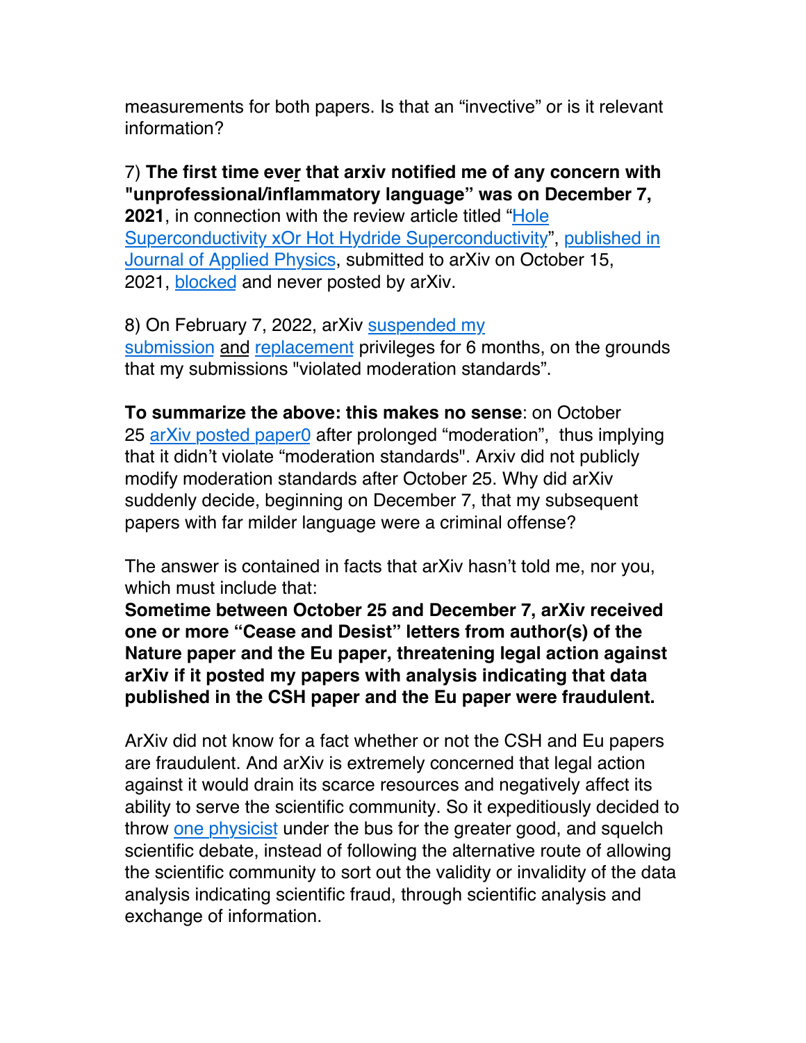measurements for both papers. Is that an "invective" or is it relevant information?

7) **The first time ever that arxiv notified me of any concern with "unprofessional/inflammatory language" was on December 7, 2021**, in connection with the review article titled "Hole Superconductivity xOr Hot Hydride Superconductivity", published in Journal of Applied Physics, submitted to arXiv on October 15, 2021, blocked and never posted by arXiv.

8) On February 7, 2022, arXiv suspended my submission and replacement privileges for 6 months, on the grounds that my submissions "violated moderation standards".

**To summarize the above: this makes no sense**: on October 25 arXiv posted paper0 after prolonged "moderation", thus implying that it didn't violate "moderation standards". Arxiv did not publicly modify moderation standards after October 25. Why did arXiv suddenly decide, beginning on December 7, that my subsequent papers with far milder language were a criminal offense?

The answer is contained in facts that arXiv hasn't told me, nor you, which must include that:
**Sometime between October 25 and December 7, arXiv received one or more "Cease and Desist" letters from author(s) of the Nature paper and the Eu paper, threatening legal action against arXiv if it posted my papers with analysis indicating that data published in the CSH paper and the Eu paper were fraudulent.**

ArXiv did not know for a fact whether or not the CSH and Eu papers are fraudulent. And arXiv is extremely concerned that legal action against it would drain its scarce resources and negatively affect its ability to serve the scientific community. So it expeditiously decided to throw one physicist under the bus for the greater good, and squelch scientific debate, instead of following the alternative route of allowing the scientific community to sort out the validity or invalidity of the data analysis indicating scientific fraud, through scientific analysis and exchange of information.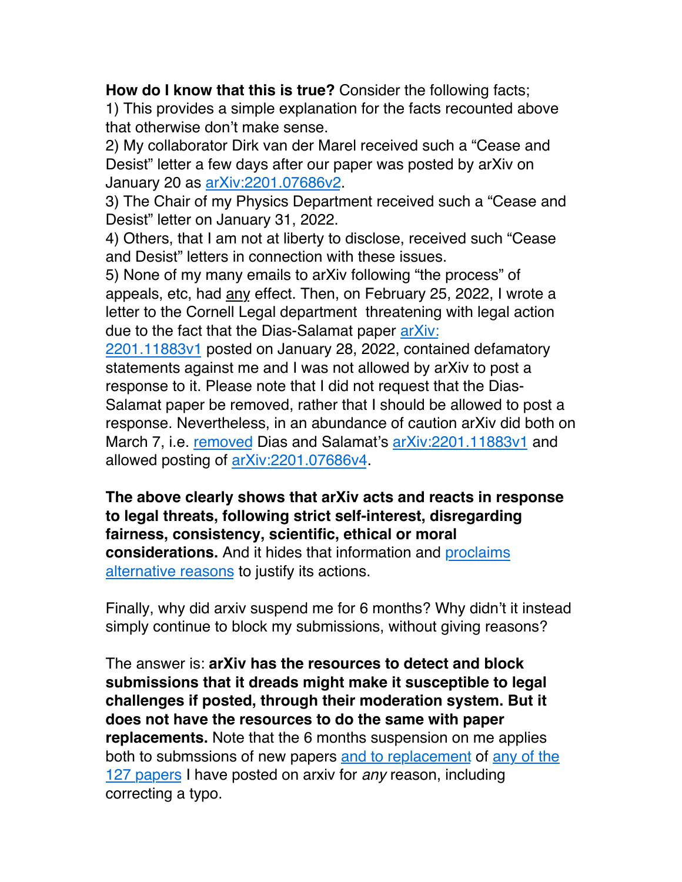**How do I know that this is true?** Consider the following facts;
1) This provides a simple explanation for the facts recounted above that otherwise don't make sense.
2) My collaborator Dirk van der Marel received such a "Cease and Desist" letter a few days after our paper was posted by arXiv on January 20 as arXiv:2201.07686v2.
3) The Chair of my Physics Department received such a "Cease and Desist" letter on January 31, 2022.
4) Others, that I am not at liberty to disclose, received such "Cease and Desist" letters in connection with these issues.
5) None of my many emails to arXiv following "the process" of appeals, etc, had <u>any</u> effect. Then, on February 25, 2022, I wrote a letter to the Cornell Legal department threatening with legal action due to the fact that the Dias-Salamat paper arXiv:2201.11883v1 posted on January 28, 2022, contained defamatory statements against me and I was not allowed by arXiv to post a response to it. Please note that I did not request that the Dias-Salamat paper be removed, rather that I should be allowed to post a response. Nevertheless, in an abundance of caution arXiv did both on March 7, i.e. removed Dias and Salamat's arXiv:2201.11883v1 and allowed posting of arXiv:2201.07686v4.

**The above clearly shows that arXiv acts and reacts in response to legal threats, following strict self-interest, disregarding fairness, consistency, scientific, ethical or moral considerations.** And it hides that information and proclaims alternative reasons to justify its actions.

Finally, why did arxiv suspend me for 6 months? Why didn't it instead simply continue to block my submissions, without giving reasons?

The answer is: **arXiv has the resources to detect and block submissions that it dreads might make it susceptible to legal challenges if posted, through their moderation system. But it does not have the resources to do the same with paper replacements.** Note that the 6 months suspension on me applies both to submsions of new papers and to replacement of any of the 127 papers I have posted on arxiv for *any* reason, including correcting a typo.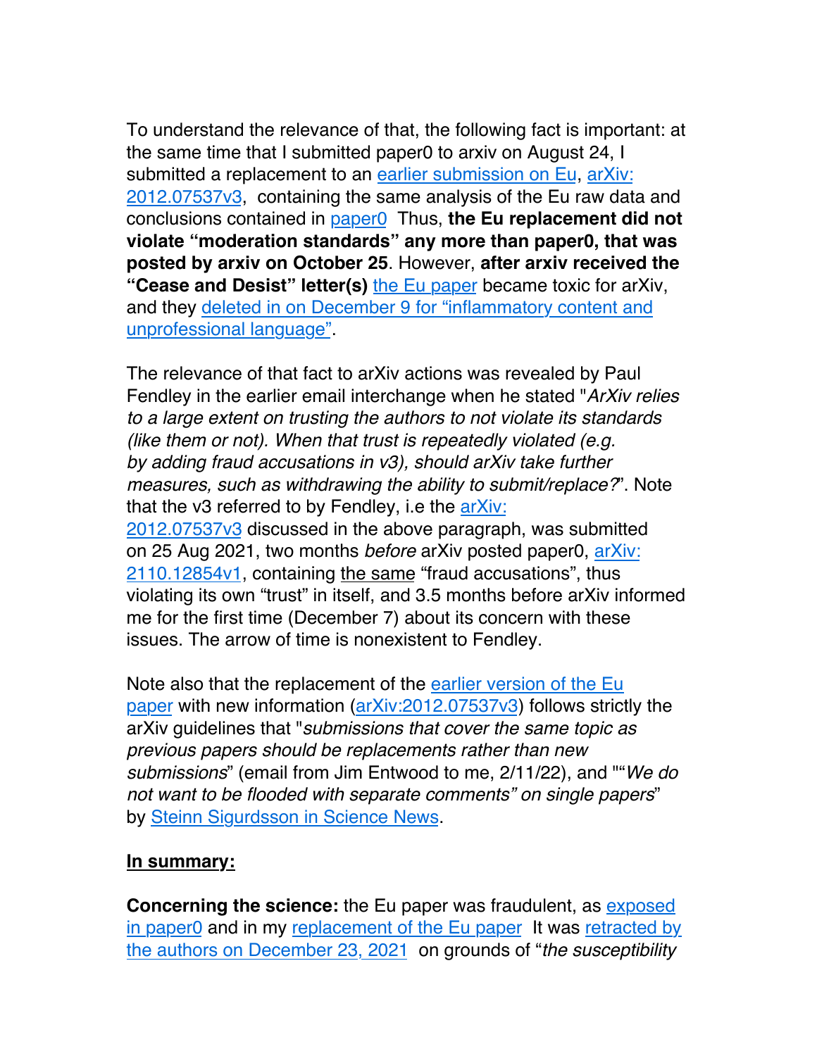To understand the relevance of that, the following fact is important: at the same time that I submitted paper0 to arxiv on August 24, I submitted a replacement to an earlier submission on Eu, arXiv:2012.07537v3, containing the same analysis of the Eu raw data and conclusions contained in paper0 Thus, **the Eu replacement did not violate "moderation standards" any more than paper0, that was posted by arxiv on October 25**. However, **after arxiv received the "Cease and Desist" letter(s)** the Eu paper became toxic for arXiv, and they deleted in on December 9 for "inflammatory content and unprofessional language".

The relevance of that fact to arXiv actions was revealed by Paul Fendley in the earlier email interchange when he stated "*ArXiv relies to a large extent on trusting the authors to not violate its standards (like them or not). When that trust is repeatedly violated (e.g. by adding fraud accusations in v3), should arXiv take further measures, such as withdrawing the ability to submit/replace?*". Note that the v3 referred to by Fendley, i.e the arXiv:2012.07537v3 discussed in the above paragraph, was submitted on 25 Aug 2021, two months *before* arXiv posted paper0, arXiv:2110.12854v1, containing the same "fraud accusations", thus violating its own "trust" in itself, and 3.5 months before arXiv informed me for the first time (December 7) about its concern with these issues. The arrow of time is nonexistent to Fendley.

Note also that the replacement of the earlier version of the Eu paper with new information (arXiv:2012.07537v3) follows strictly the arXiv guidelines that "*submissions that cover the same topic as previous papers should be replacements rather than new submissions*" (email from Jim Entwood to me, 2/11/22), and ""*We do not want to be flooded with separate comments" on single papers*" by Steinn Sigurdsson in Science News.

**In summary:**

**Concerning the science:** the Eu paper was fraudulent, as exposed in paper0 and in my replacement of the Eu paper It was retracted by the authors on December 23, 2021 on grounds of "*the susceptibility*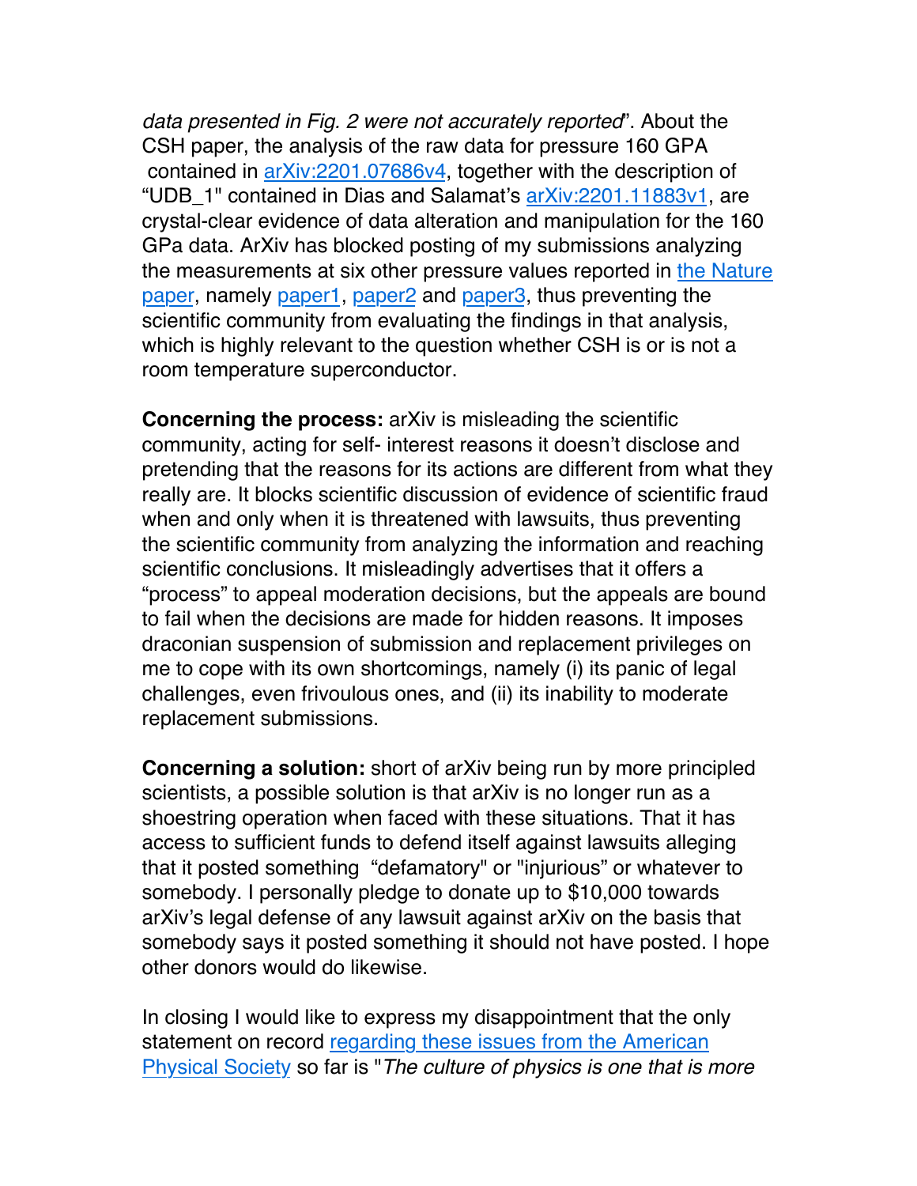*data presented in Fig. 2 were not accurately reported*". About the CSH paper, the analysis of the raw data for pressure 160 GPA contained in arXiv:2201.07686v4, together with the description of "UDB_1" contained in Dias and Salamat's arXiv:2201.11883v1, are crystal-clear evidence of data alteration and manipulation for the 160 GPa data. ArXiv has blocked posting of my submissions analyzing the measurements at six other pressure values reported in the Nature paper, namely paper1, paper2 and paper3, thus preventing the scientific community from evaluating the findings in that analysis, which is highly relevant to the question whether CSH is or is not a room temperature superconductor.

**Concerning the process:** arXiv is misleading the scientific community, acting for self- interest reasons it doesn't disclose and pretending that the reasons for its actions are different from what they really are. It blocks scientific discussion of evidence of scientific fraud when and only when it is threatened with lawsuits, thus preventing the scientific community from analyzing the information and reaching scientific conclusions. It misleadingly advertises that it offers a "process" to appeal moderation decisions, but the appeals are bound to fail when the decisions are made for hidden reasons. It imposes draconian suspension of submission and replacement privileges on me to cope with its own shortcomings, namely (i) its panic of legal challenges, even frivoulous ones, and (ii) its inability to moderate replacement submissions.

**Concerning a solution:** short of arXiv being run by more principled scientists, a possible solution is that arXiv is no longer run as a shoestring operation when faced with these situations. That it has access to sufficient funds to defend itself against lawsuits alleging that it posted something "defamatory" or "injurious" or whatever to somebody. I personally pledge to donate up to $10,000 towards arXiv's legal defense of any lawsuit against arXiv on the basis that somebody says it posted something it should not have posted. I hope other donors would do likewise.

In closing I would like to express my disappointment that the only statement on record regarding these issues from the American Physical Society so far is "*The culture of physics is one that is more*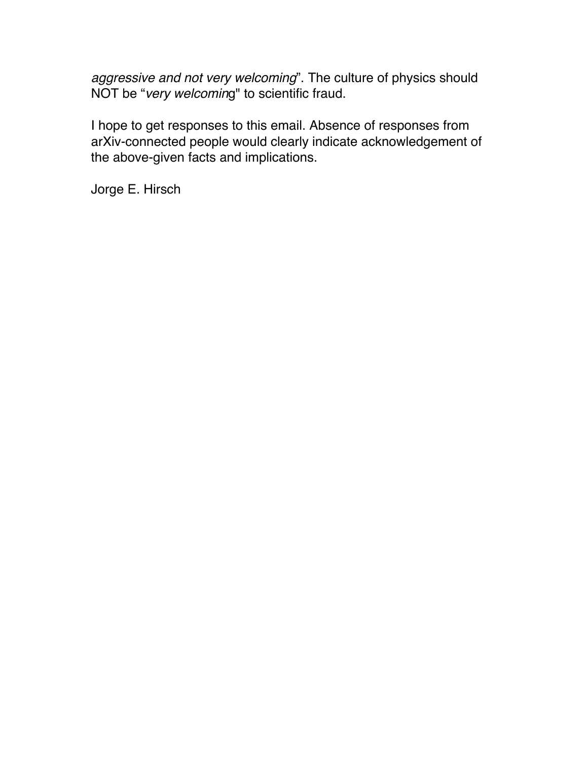*aggressive and not very welcoming*". The culture of physics should NOT be "*very welcomin*g" to scientific fraud.

I hope to get responses to this email. Absence of responses from arXiv-connected people would clearly indicate acknowledgement of the above-given facts and implications.

Jorge E. Hirsch